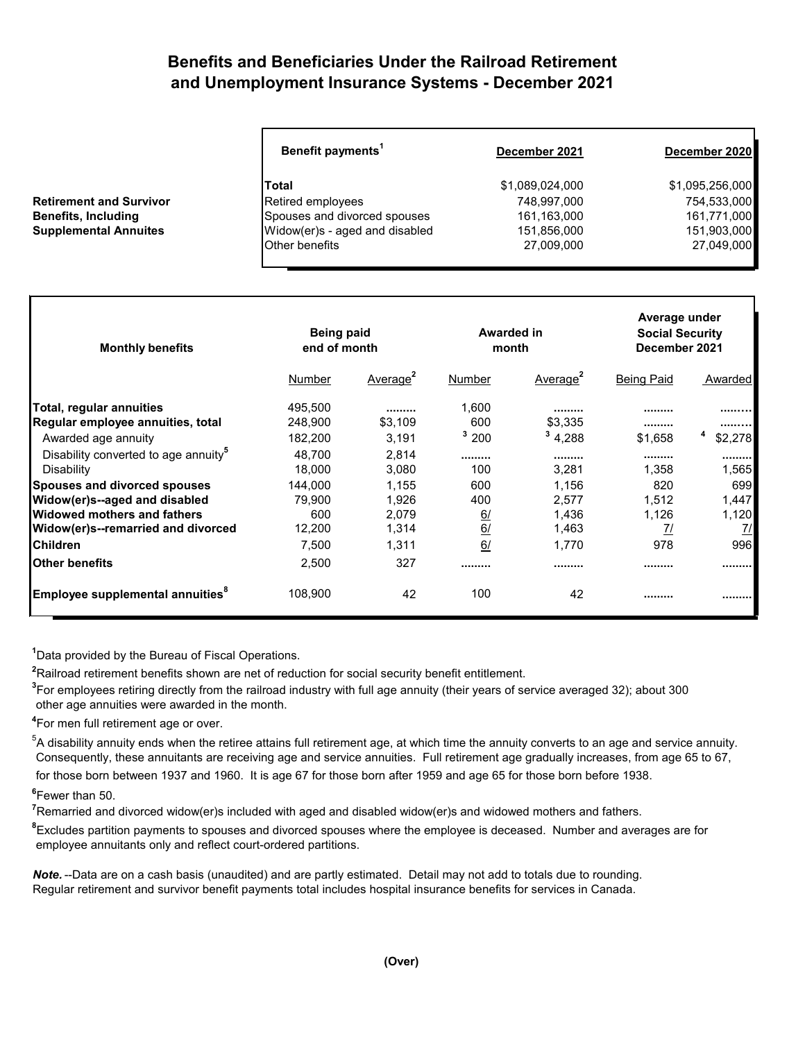# Benefits and Beneficiaries Under the Railroad Retirement and Unemployment Insurance Systems - December 2021

| | Benefit payments[1] | December 2021 | December 2020 |
|---|---|---|---|
| **Retirement and Survivor Benefits, Including Supplemental Annuites** | **Total** | $1,089,024,000 | $1,095,256,000 |
| | Retired employees | 748,997,000 | 754,533,000 |
| | Spouses and divorced spouses | 161,163,000 | 161,771,000 |
| | Widow(er)s - aged and disabled | 151,856,000 | 151,903,000 |
| | Other benefits | 27,009,000 | 27,049,000 |

| Monthly benefits | Being paid end of month | | Awarded in month | | Average under Social Security December 2021 | |
|---|---|---|---|---|---|---|
| | Number | Average[2] | Number | Average[2] | Being Paid | Awarded |
| **Total, regular annuities** | 495,500 | ......... | 1,600 | ......... | ......... | ......... |
| **Regular employee annuities, total** | 248,900 | $3,109 | 600 | $3,335 | ......... | ......... |
| Awarded age annuity | 182,200 | 3,191 | [3] 200 | [3] 4,288 | $1,658 | [4] $2,278 |
| Disability converted to age annuity[5] | 48,700 | 2,814 | ......... | ......... | ......... | ......... |
| Disability | 18,000 | 3,080 | 100 | 3,281 | 1,358 | 1,565 |
| **Spouses and divorced spouses** | 144,000 | 1,155 | 600 | 1,156 | 820 | 699 |
| **Widow(er)s--aged and disabled** | 79,900 | 1,926 | 400 | 2,577 | 1,512 | 1,447 |
| **Widowed mothers and fathers** | 600 | 2,079 | 6/ | 1,436 | 1,126 | 1,120 |
| **Widow(er)s--remarried and divorced** | 12,200 | 1,314 | 6/ | 1,463 | 7/ | 7/ |
| **Children** | 7,500 | 1,311 | 6/ | 1,770 | 978 | 996 |
| **Other benefits** | 2,500 | 327 | ......... | ......... | ......... | ......... |
| **Employee supplemental annuities[8]** | 108,900 | 42 | 100 | 42 | ......... | ......... |

[1]Data provided by the Bureau of Fiscal Operations.

[2]Railroad retirement benefits shown are net of reduction for social security benefit entitlement.

[3]For employees retiring directly from the railroad industry with full age annuity (their years of service averaged 32); about 300 other age annuities were awarded in the month.

[4]For men full retirement age or over.

[5]A disability annuity ends when the retiree attains full retirement age, at which time the annuity converts to an age and service annuity. Consequently, these annuitants are receiving age and service annuities. Full retirement age gradually increases, from age 65 to 67, for those born between 1937 and 1960. It is age 67 for those born after 1959 and age 65 for those born before 1938.

[6]Fewer than 50.

[7]Remarried and divorced widow(er)s included with aged and disabled widow(er)s and widowed mothers and fathers.

[8]Excludes partition payments to spouses and divorced spouses where the employee is deceased. Number and averages are for employee annuitants only and reflect court-ordered partitions.

***Note.*** --Data are on a cash basis (unaudited) and are partly estimated. Detail may not add to totals due to rounding. Regular retirement and survivor benefit payments total includes hospital insurance benefits for services in Canada.

**(Over)**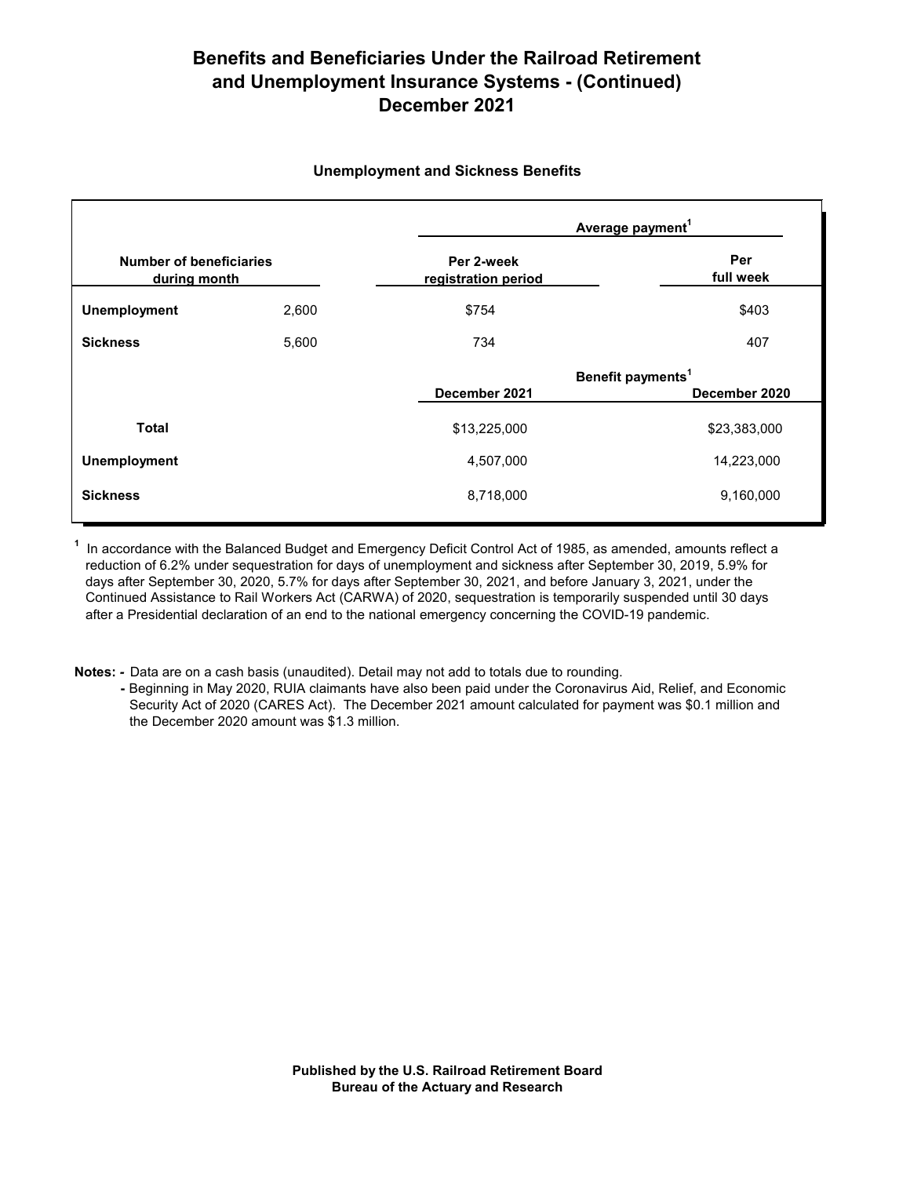# Benefits and Beneficiaries Under the Railroad Retirement and Unemployment Insurance Systems - (Continued)
# December 2021

## Unemployment and Sickness Benefits

| Number of beneficiaries during month | | Average payment[1] | |
|---|---|---|---|
| | | Per 2-week registration period | Per full week |
| **Unemployment** | 2,600 | $754 | $403 |
| **Sickness** | 5,600 | 734 | 407 |

| | Benefit payments[1] | |
|---|---|---|
| | December 2021 | December 2020 |
| **Total** | $13,225,000 | $23,383,000 |
| **Unemployment** | 4,507,000 | 14,223,000 |
| **Sickness** | 8,718,000 | 9,160,000 |

[1] In accordance with the Balanced Budget and Emergency Deficit Control Act of 1985, as amended, amounts reflect a reduction of 6.2% under sequestration for days of unemployment and sickness after September 30, 2019, 5.9% for days after September 30, 2020, 5.7% for days after September 30, 2021, and before January 3, 2021, under the Continued Assistance to Rail Workers Act (CARWA) of 2020, sequestration is temporarily suspended until 30 days after a Presidential declaration of an end to the national emergency concerning the COVID-19 pandemic.

**Notes:**
- Data are on a cash basis (unaudited). Detail may not add to totals due to rounding.
- Beginning in May 2020, RUIA claimants have also been paid under the Coronavirus Aid, Relief, and Economic Security Act of 2020 (CARES Act). The December 2021 amount calculated for payment was $0.1 million and the December 2020 amount was $1.3 million.

**Published by the U.S. Railroad Retirement Board**
**Bureau of the Actuary and Research**